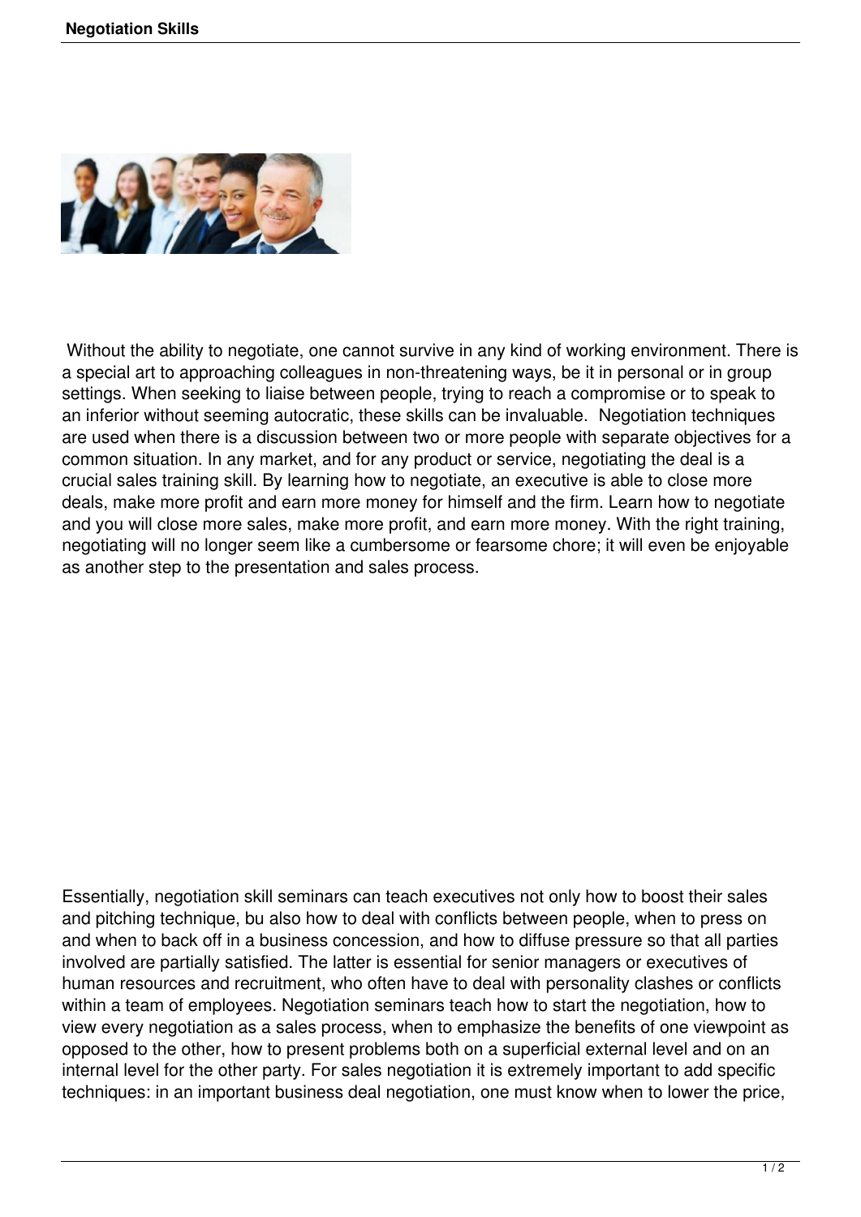# Negotiation Skills

Without the ability to negotiate, one cannot survive in any kind of working environment. There is a special art to approaching colleagues in non-threatening ways, be it in personal or in group settings. When seeking to liaise between people, trying to reach a compromise or to speak to an inferior without seeming autocratic, these skills can be invaluable. Negotiation techniques are used when there is a discussion between two or more people with separate objectives for a common situation. In any market, and for any product or service, negotiating the deal is a crucial sales training skill. By learning how to negotiate, an executive is able to close more deals, make more profit and earn more money for himself and the firm. Learn how to negotiate and you will close more sales, make more profit, and earn more money. With the right training, negotiating will no longer seem like a cumbersome or fearsome chore; it will even be enjoyable as another step to the presentation and sales process.

Essentially, negotiation skill seminars can teach executives not only how to boost their sales and pitching technique, bu also how to deal with conflicts between people, when to press on and when to back off in a business concession, and how to diffuse pressure so that all parties involved are partially satisfied. The latter is essential for senior managers or executives of human resources and recruitment, who often have to deal with personality clashes or conflicts within a team of employees. Negotiation seminars teach how to start the negotiation, how to view every negotiation as a sales process, when to emphasize the benefits of one viewpoint as opposed to the other, how to present problems both on a superficial external level and on an internal level for the other party. For sales negotiation it is extremely important to add specific techniques: in an important business deal negotiation, one must know when to lower the price,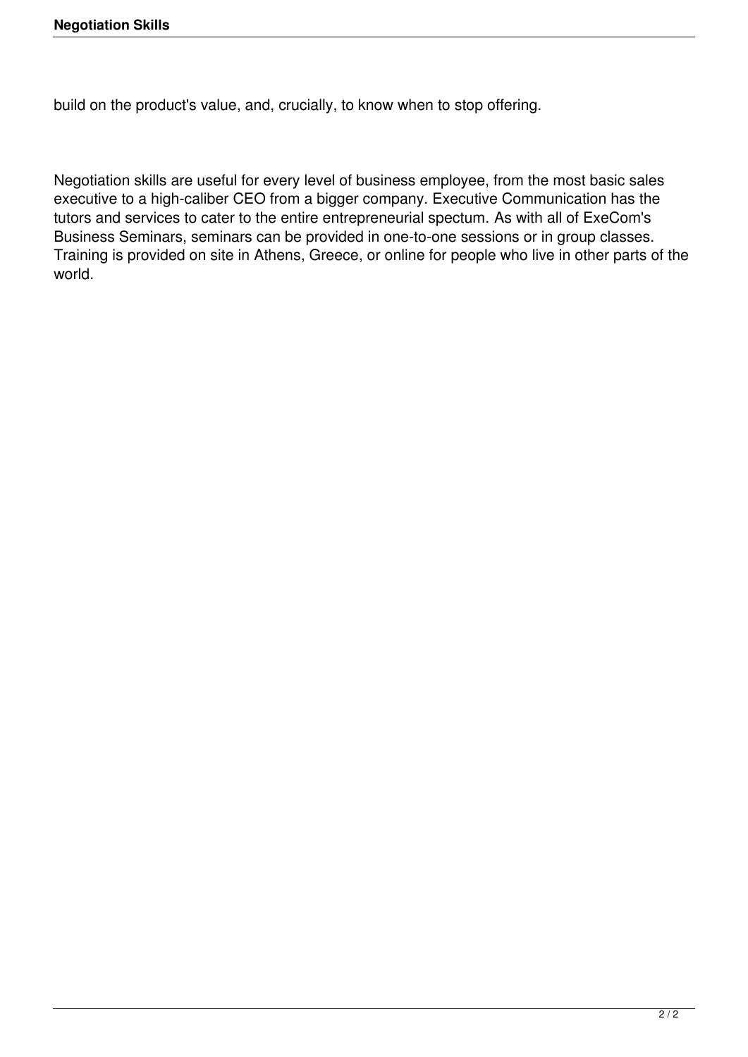build on the product's value, and, crucially, to know when to stop offering.

Negotiation skills are useful for every level of business employee, from the most basic sales executive to a high-caliber CEO from a bigger company. Executive Communication has the tutors and services to cater to the entire entrepreneurial spectum. As with all of ExeCom's Business Seminars, seminars can be provided in one-to-one sessions or in group classes. Training is provided on site in Athens, Greece, or online for people who live in other parts of the world.